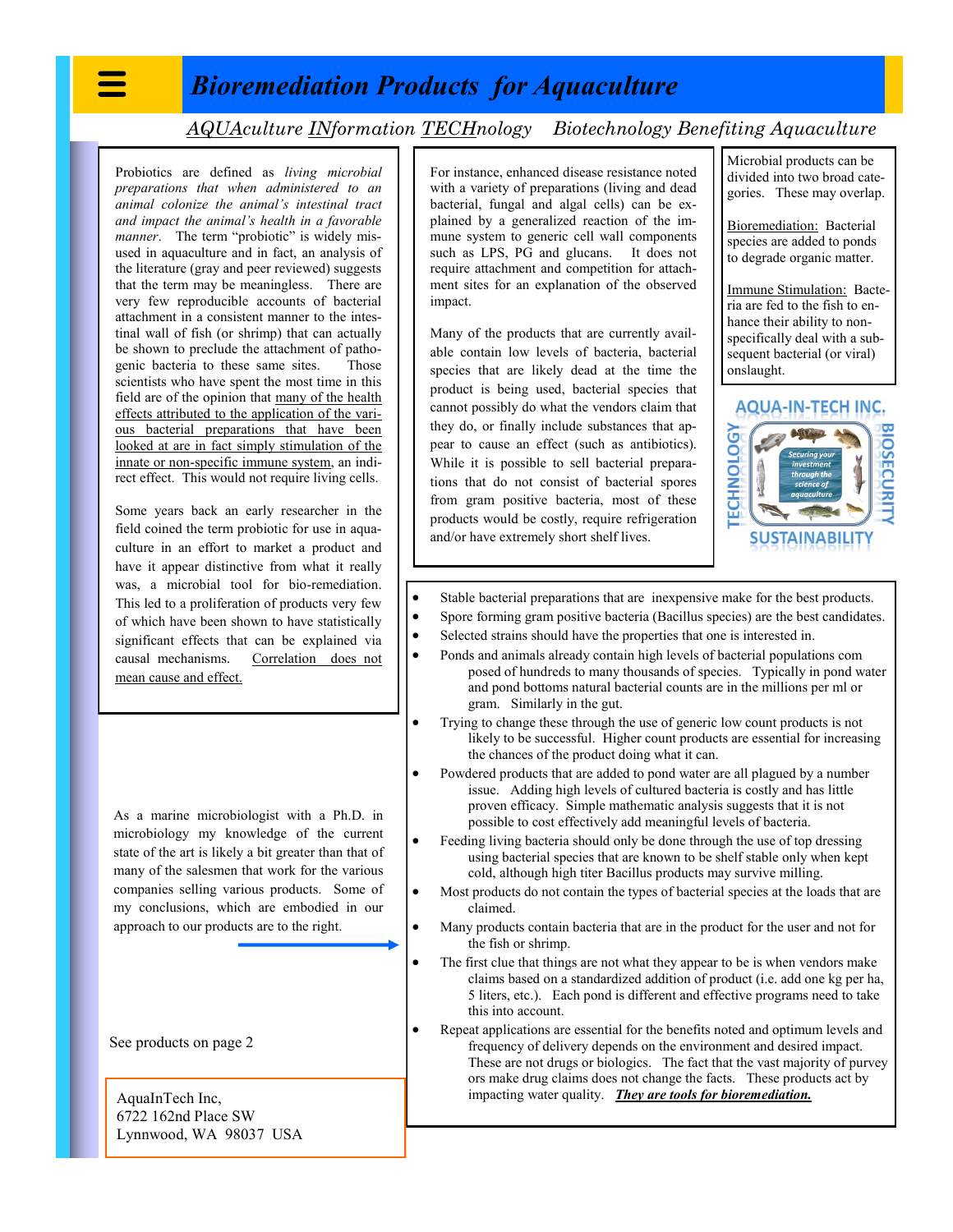# Bioremediation Products for Aquaculture

*AQUAculture INformation TECHnology Biotechnology Benefiting Aquaculture*

Probiotics are defined as *living microbial preparations that when administered to an animal colonize the animal's intestinal tract and impact the animal's health in a favorable manner*. The term "probiotic" is widely misused in aquaculture and in fact, an analysis of the literature (gray and peer reviewed) suggests that the term may be meaningless. There are very few reproducible accounts of bacterial attachment in a consistent manner to the intestinal wall of fish (or shrimp) that can actually be shown to preclude the attachment of pathogenic bacteria to these same sites. Those scientists who have spent the most time in this field are of the opinion that many of the health effects attributed to the application of the various bacterial preparations that have been looked at are in fact simply stimulation of the innate or non-specific immune system, an indirect effect. This would not require living cells.

Some years back an early researcher in the field coined the term probiotic for use in aquaculture in an effort to market a product and have it appear distinctive from what it really was, a microbial tool for bio-remediation. This led to a proliferation of products very few of which have been shown to have statistically significant effects that can be explained via causal mechanisms. Correlation does not mean cause and effect.

For instance, enhanced disease resistance noted with a variety of preparations (living and dead bacterial, fungal and algal cells) can be explained by a generalized reaction of the immune system to generic cell wall components such as LPS, PG and glucans. It does not require attachment and competition for attachment sites for an explanation of the observed impact.

Many of the products that are currently available contain low levels of bacteria, bacterial species that are likely dead at the time the product is being used, bacterial species that cannot possibly do what the vendors claim that they do, or finally include substances that appear to cause an effect (such as antibiotics). While it is possible to sell bacterial preparations that do not consist of bacterial spores from gram positive bacteria, most of these products would be costly, require refrigeration and/or have extremely short shelf lives.

Microbial products can be divided into two broad categories. These may overlap.

Bioremediation: Bacterial species are added to ponds to degrade organic matter.

Immune Stimulation: Bacteria are fed to the fish to enhance their ability to non-specifically deal with a subsequent bacterial (or viral) onslaught.

AQUA-IN-TECH INC. — Securing your investment through the science of aquaculture — TECHNOLOGY — BIOSECURITY — SUSTAINABILITY

As a marine microbiologist with a Ph.D. in microbiology my knowledge of the current state of the art is likely a bit greater than that of many of the salesmen that work for the various companies selling various products. Some of my conclusions, which are embodied in our approach to our products are to the right.

- Stable bacterial preparations that are inexpensive make for the best products.
- Spore forming gram positive bacteria (Bacillus species) are the best candidates.
- Selected strains should have the properties that one is interested in.
- Ponds and animals already contain high levels of bacterial populations composed of hundreds to many thousands of species. Typically in pond water and pond bottoms natural bacterial counts are in the millions per ml or gram. Similarly in the gut.
- Trying to change these through the use of generic low count products is not likely to be successful. Higher count products are essential for increasing the chances of the product doing what it can.
- Powdered products that are added to pond water are all plagued by a number issue. Adding high levels of cultured bacteria is costly and has little proven efficacy. Simple mathematic analysis suggests that it is not possible to cost effectively add meaningful levels of bacteria.
- Feeding living bacteria should only be done through the use of top dressing using bacterial species that are known to be shelf stable only when kept cold, although high titer Bacillus products may survive milling.
- Most products do not contain the types of bacterial species at the loads that are claimed.
- Many products contain bacteria that are in the product for the user and not for the fish or shrimp.
- The first clue that things are not what they appear to be is when vendors make claims based on a standardized addition of product (i.e. add one kg per ha, 5 liters, etc.). Each pond is different and effective programs need to take this into account.
- Repeat applications are essential for the benefits noted and optimum levels and frequency of delivery depends on the environment and desired impact. These are not drugs or biologics. The fact that the vast majority of purveyors make drug claims does not change the facts. These products act by impacting water quality. ***They are tools for bioremediation.***

See products on page 2

AquaInTech Inc,
6722 162nd Place SW
Lynnwood, WA 98037 USA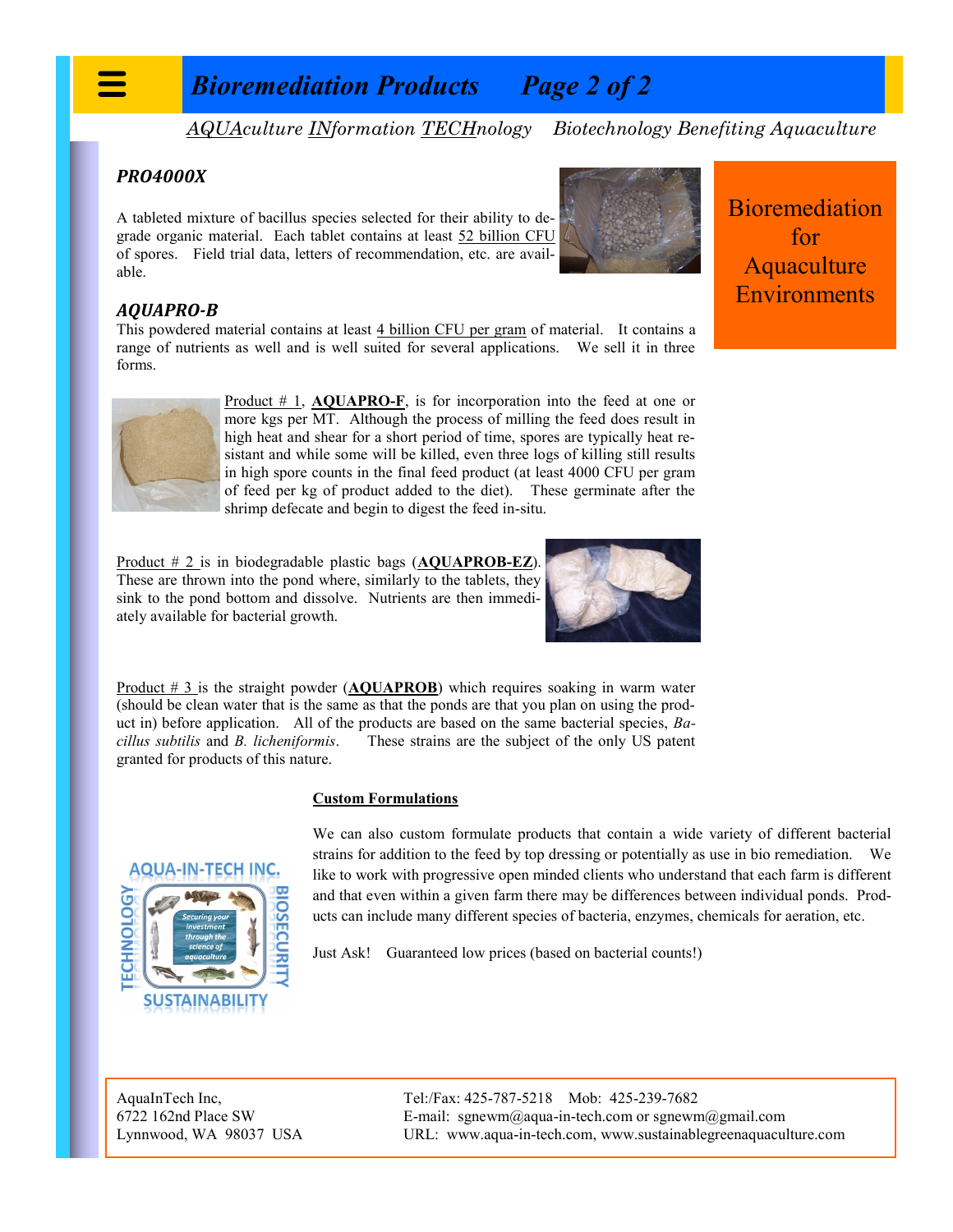*AQUAculture INformation TECHnology    Biotechnology Benefiting Aquaculture*

Bioremediation for Aquaculture Environments

### *PRO4000X*

A tableted mixture of bacillus species selected for their ability to degrade organic material. Each tablet contains at least 52 billion CFU of spores. Field trial data, letters of recommendation, etc. are available.

### *AQUAPRO-B*

This powdered material contains at least 4 billion CFU per gram of material. It contains a range of nutrients as well and is well suited for several applications. We sell it in three forms.

Product # 1, **AQUAPRO-F**, is for incorporation into the feed at one or more kgs per MT. Although the process of milling the feed does result in high heat and shear for a short period of time, spores are typically heat resistant and while some will be killed, even three logs of killing still results in high spore counts in the final feed product (at least 4000 CFU per gram of feed per kg of product added to the diet). These germinate after the shrimp defecate and begin to digest the feed in-situ.

Product # 2 is in biodegradable plastic bags (**AQUAPROB-EZ**). These are thrown into the pond where, similarly to the tablets, they sink to the pond bottom and dissolve. Nutrients are then immediately available for bacterial growth.

Product # 3 is the straight powder (**AQUAPROB**) which requires soaking in warm water (should be clean water that is the same as that the ponds are that you plan on using the product in) before application. All of the products are based on the same bacterial species, *Bacillus subtilis* and *B. licheniformis*. These strains are the subject of the only US patent granted for products of this nature.

### **Custom Formulations**

We can also custom formulate products that contain a wide variety of different bacterial strains for addition to the feed by top dressing or potentially as use in bio remediation. We like to work with progressive open minded clients who understand that each farm is different and that even within a given farm there may be differences between individual ponds. Products can include many different species of bacteria, enzymes, chemicals for aeration, etc.

Just Ask! Guaranteed low prices (based on bacterial counts!)

AQUA-IN-TECH INC.
TECHNOLOGY · BIOSECURITY · SUSTAINABILITY
Securing your investment through the science of aquaculture

AquaInTech Inc,
6722 162nd Place SW
Lynnwood, WA 98037 USA

Tel:/Fax: 425-787-5218    Mob: 425-239-7682
E-mail: sgnewm@aqua-in-tech.com or sgnewm@gmail.com
URL: www.aqua-in-tech.com, www.sustainablegreenaquaculture.com